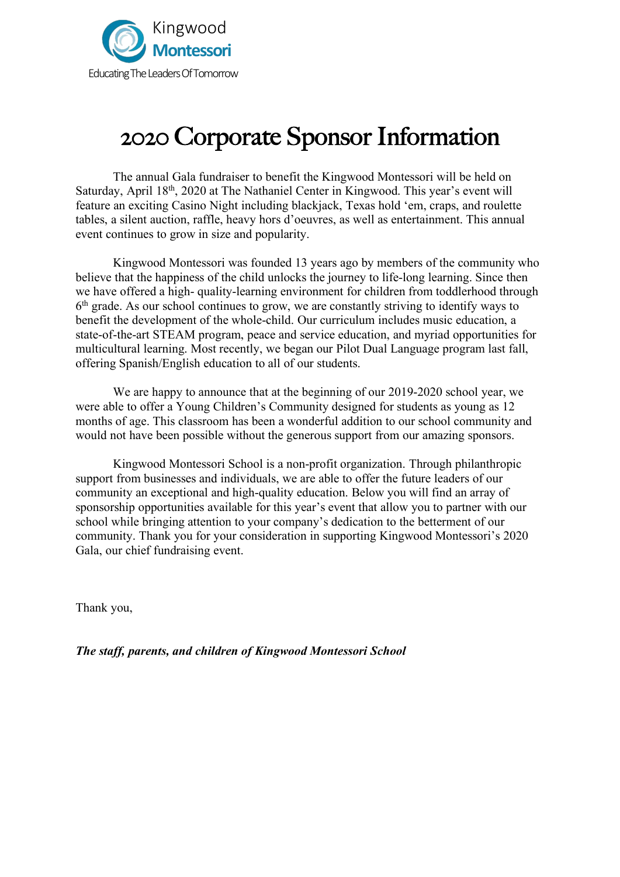Kingwood
Montessori
Educating The Leaders Of Tomorrow

# 2020 Corporate Sponsor Information

The annual Gala fundraiser to benefit the Kingwood Montessori will be held on Saturday, April 18th, 2020 at The Nathaniel Center in Kingwood. This year's event will feature an exciting Casino Night including blackjack, Texas hold 'em, craps, and roulette tables, a silent auction, raffle, heavy hors d'oeuvres, as well as entertainment. This annual event continues to grow in size and popularity.

Kingwood Montessori was founded 13 years ago by members of the community who believe that the happiness of the child unlocks the journey to life-long learning. Since then we have offered a high- quality-learning environment for children from toddlerhood through 6th grade. As our school continues to grow, we are constantly striving to identify ways to benefit the development of the whole-child. Our curriculum includes music education, a state-of-the-art STEAM program, peace and service education, and myriad opportunities for multicultural learning. Most recently, we began our Pilot Dual Language program last fall, offering Spanish/English education to all of our students.

We are happy to announce that at the beginning of our 2019-2020 school year, we were able to offer a Young Children's Community designed for students as young as 12 months of age. This classroom has been a wonderful addition to our school community and would not have been possible without the generous support from our amazing sponsors.

Kingwood Montessori School is a non-profit organization. Through philanthropic support from businesses and individuals, we are able to offer the future leaders of our community an exceptional and high-quality education. Below you will find an array of sponsorship opportunities available for this year's event that allow you to partner with our school while bringing attention to your company's dedication to the betterment of our community. Thank you for your consideration in supporting Kingwood Montessori's 2020 Gala, our chief fundraising event.

Thank you,

***The staff, parents, and children of Kingwood Montessori School***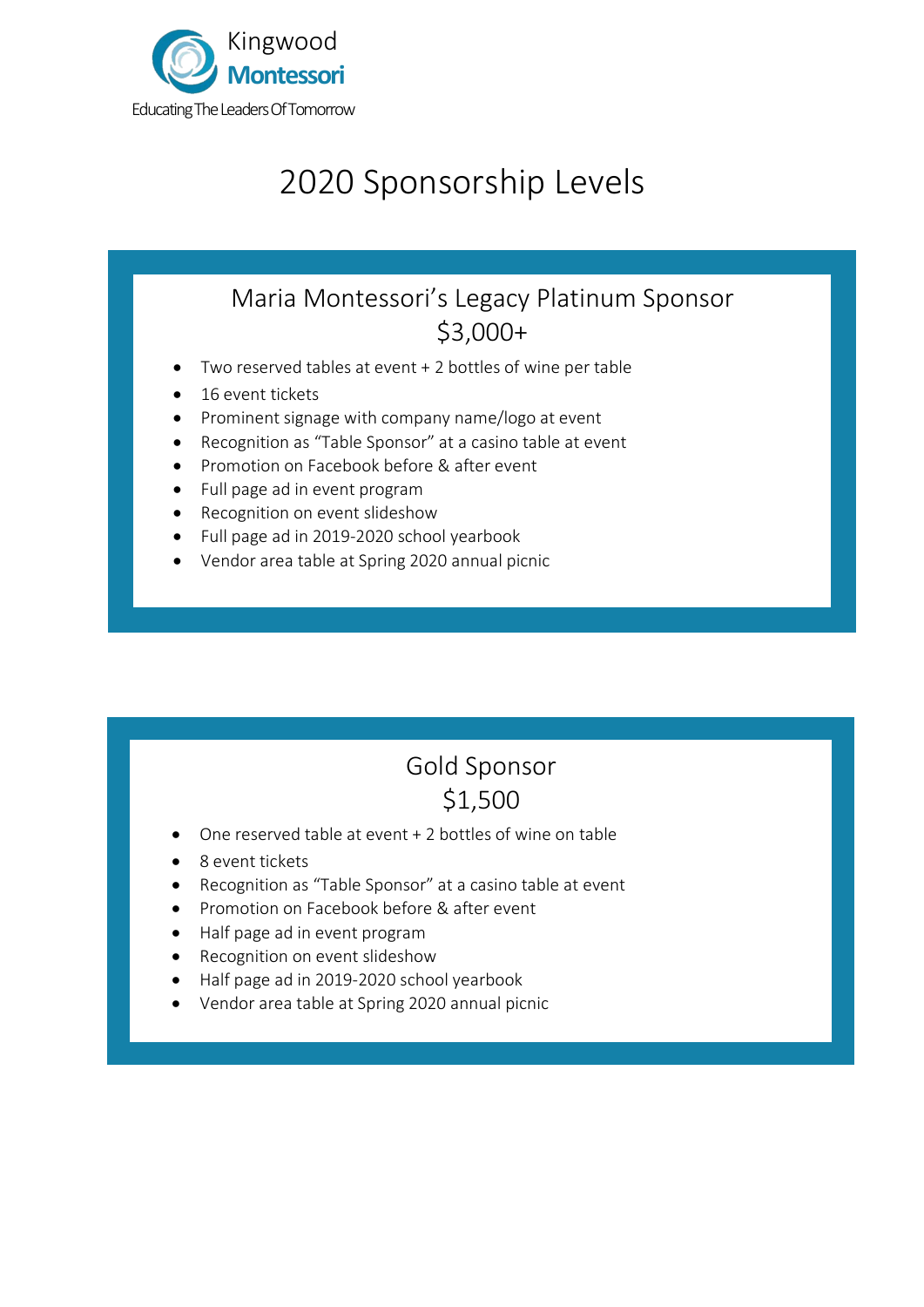Kingwood **Montessori**

Educating The Leaders Of Tomorrow

# 2020 Sponsorship Levels

## Maria Montessori's Legacy Platinum Sponsor
## $3,000+

- Two reserved tables at event + 2 bottles of wine per table
- 16 event tickets
- Prominent signage with company name/logo at event
- Recognition as "Table Sponsor" at a casino table at event
- Promotion on Facebook before & after event
- Full page ad in event program
- Recognition on event slideshow
- Full page ad in 2019-2020 school yearbook
- Vendor area table at Spring 2020 annual picnic

## Gold Sponsor
## $1,500

- One reserved table at event + 2 bottles of wine on table
- 8 event tickets
- Recognition as "Table Sponsor" at a casino table at event
- Promotion on Facebook before & after event
- Half page ad in event program
- Recognition on event slideshow
- Half page ad in 2019-2020 school yearbook
- Vendor area table at Spring 2020 annual picnic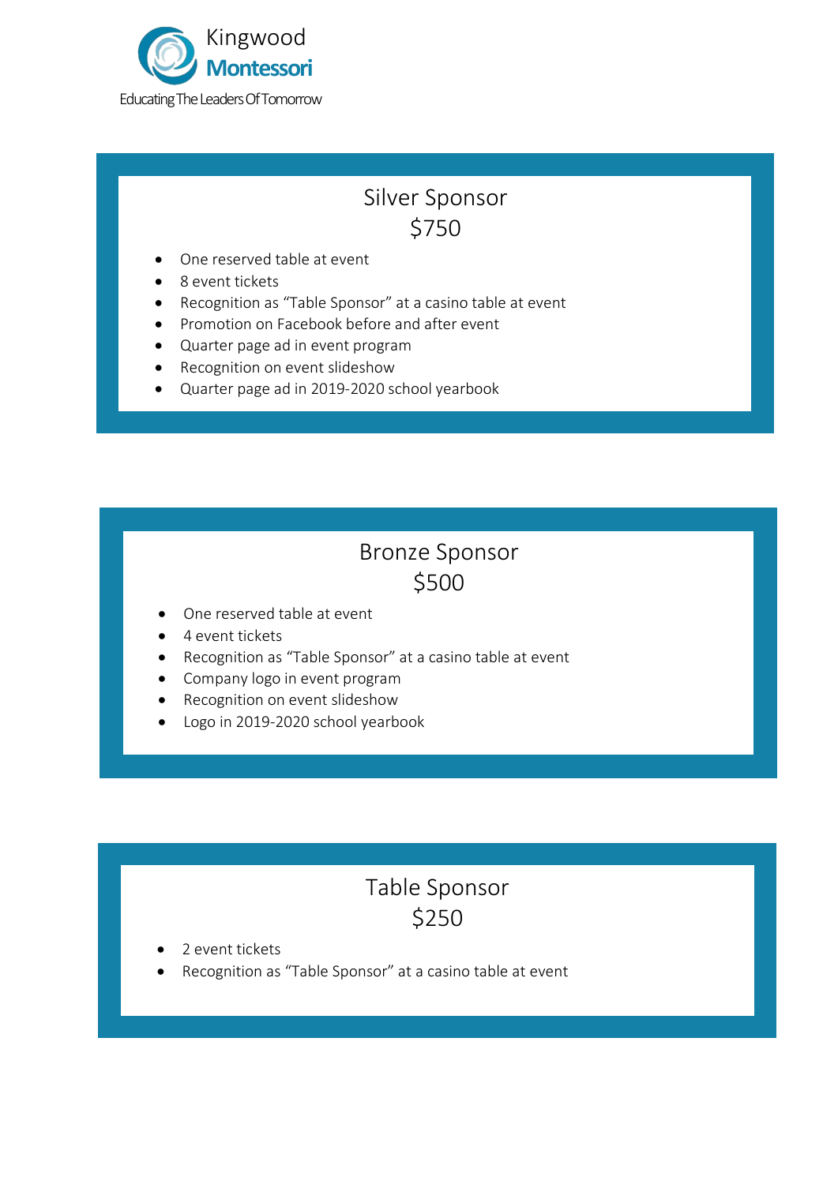Kingwood **Montessori**

Educating The Leaders Of Tomorrow

## Silver Sponsor
## $750

- One reserved table at event
- 8 event tickets
- Recognition as "Table Sponsor" at a casino table at event
- Promotion on Facebook before and after event
- Quarter page ad in event program
- Recognition on event slideshow
- Quarter page ad in 2019-2020 school yearbook

## Bronze Sponsor
## $500

- One reserved table at event
- 4 event tickets
- Recognition as "Table Sponsor" at a casino table at event
- Company logo in event program
- Recognition on event slideshow
- Logo in 2019-2020 school yearbook

## Table Sponsor
## $250

- 2 event tickets
- Recognition as "Table Sponsor" at a casino table at event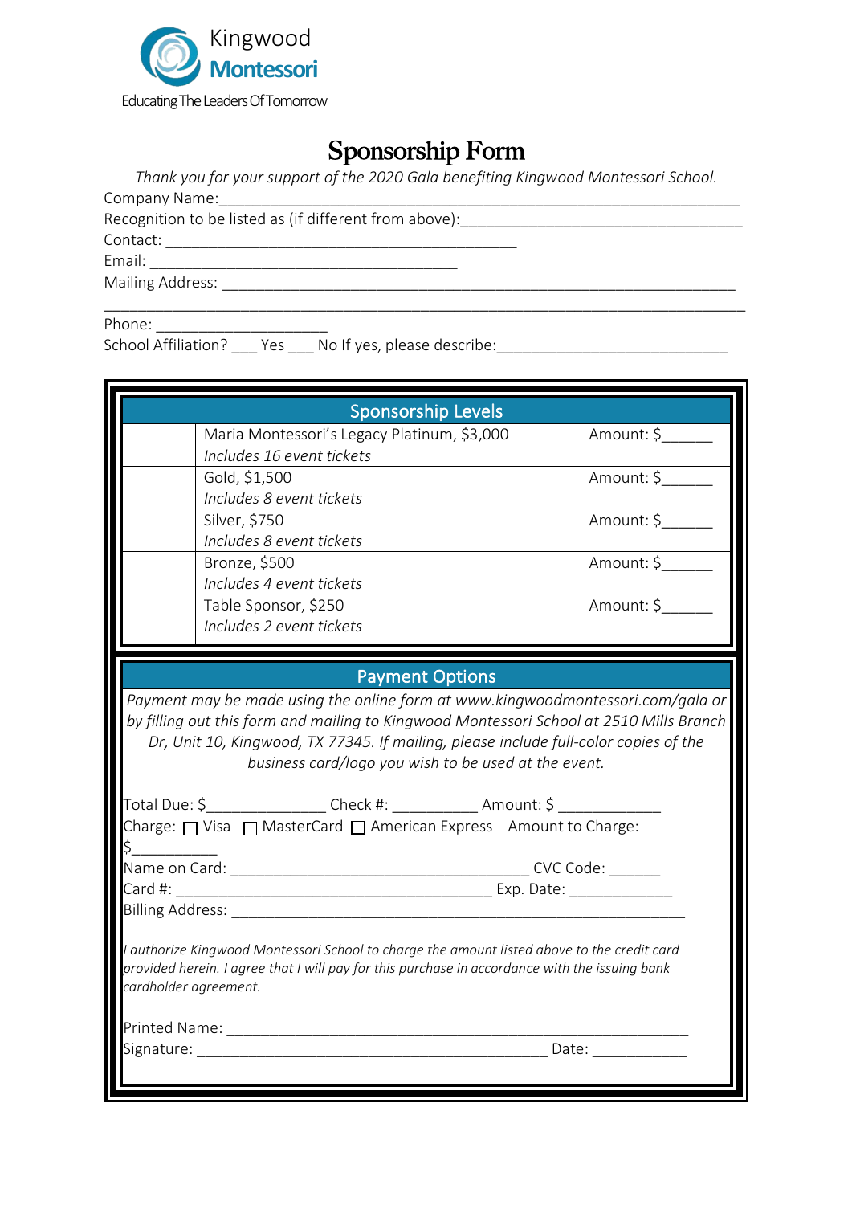Kingwood
**Montessori**
Educating The Leaders Of Tomorrow

# Sponsorship Form

*Thank you for your support of the 2020 Gala benefiting Kingwood Montessori School.*

Company Name:\_\_\_\_\_\_\_\_\_\_\_\_\_\_\_\_\_\_\_\_\_\_\_\_\_\_\_\_\_\_\_\_\_\_\_\_\_\_\_\_\_\_\_\_\_\_\_\_\_\_\_\_\_\_\_\_\_\_\_\_\_\_\_\_

Recognition to be listed as (if different from above):\_\_\_\_\_\_\_\_\_\_\_\_\_\_\_\_\_\_\_\_\_\_\_\_\_\_\_\_\_\_\_\_\_\_\_\_

Contact: \_\_\_\_\_\_\_\_\_\_\_\_\_\_\_\_\_\_\_\_\_\_\_\_\_\_\_\_\_\_\_\_\_\_\_\_\_\_\_\_\_\_\_\_

Email: \_\_\_\_\_\_\_\_\_\_\_\_\_\_\_\_\_\_\_\_\_\_\_\_\_\_\_\_\_\_\_\_\_\_\_\_\_\_\_\_

Mailing Address: \_\_\_\_\_\_\_\_\_\_\_\_\_\_\_\_\_\_\_\_\_\_\_\_\_\_\_\_\_\_\_\_\_\_\_\_\_\_\_\_\_\_\_\_\_\_\_\_\_\_\_\_\_\_\_\_\_\_\_\_\_\_\_\_\_\_

\_\_\_\_\_\_\_\_\_\_\_\_\_\_\_\_\_\_\_\_\_\_\_\_\_\_\_\_\_\_\_\_\_\_\_\_\_\_\_\_\_\_\_\_\_\_\_\_\_\_\_\_\_\_\_\_\_\_\_\_\_\_\_\_\_\_\_\_\_\_\_\_\_\_\_\_\_\_\_\_\_\_\_\_

Phone: \_\_\_\_\_\_\_\_\_\_\_\_\_\_\_\_\_\_\_\_\_\_

School Affiliation? \_\_\_ Yes \_\_\_ No If yes, please describe:\_\_\_\_\_\_\_\_\_\_\_\_\_\_\_\_\_\_\_\_\_\_\_\_\_\_\_\_\_\_

## Sponsorship Levels

| | | |
|---|---|---|
| | Maria Montessori's Legacy Platinum, $3,000<br>*Includes 16 event tickets* | Amount: $\_\_\_\_\_\_ |
| | Gold, $1,500<br>*Includes 8 event tickets* | Amount: $\_\_\_\_\_\_ |
| | Silver, $750<br>*Includes 8 event tickets* | Amount: $\_\_\_\_\_\_ |
| | Bronze, $500<br>*Includes 4 event tickets* | Amount: $\_\_\_\_\_\_ |
| | Table Sponsor, $250<br>*Includes 2 event tickets* | Amount: $\_\_\_\_\_\_ |

## Payment Options

*Payment may be made using the online form at www.kingwoodmontessori.com/gala or by filling out this form and mailing to Kingwood Montessori School at 2510 Mills Branch Dr, Unit 10, Kingwood, TX 77345. If mailing, please include full-color copies of the business card/logo you wish to be used at the event.*

Total Due: $\_\_\_\_\_\_\_\_\_\_\_\_\_\_\_ Check #: \_\_\_\_\_\_\_\_\_\_ Amount: $ \_\_\_\_\_\_\_\_\_\_\_\_\_

Charge: ☐ Visa ☐ MasterCard ☐ American Express Amount to Charge: $\_\_\_\_\_\_\_\_\_\_\_

Name on Card: \_\_\_\_\_\_\_\_\_\_\_\_\_\_\_\_\_\_\_\_\_\_\_\_\_\_\_\_\_\_\_\_\_\_\_\_\_\_ CVC Code: \_\_\_\_\_\_

Card #: \_\_\_\_\_\_\_\_\_\_\_\_\_\_\_\_\_\_\_\_\_\_\_\_\_\_\_\_\_\_\_\_\_\_\_\_\_\_\_\_\_\_ Exp. Date: \_\_\_\_\_\_\_\_\_\_\_\_\_

Billing Address: \_\_\_\_\_\_\_\_\_\_\_\_\_\_\_\_\_\_\_\_\_\_\_\_\_\_\_\_\_\_\_\_\_\_\_\_\_\_\_\_\_\_\_\_\_\_\_\_\_\_\_\_\_\_\_\_\_\_\_\_

*I authorize Kingwood Montessori School to charge the amount listed above to the credit card provided herein. I agree that I will pay for this purchase in accordance with the issuing bank cardholder agreement.*

Printed Name: \_\_\_\_\_\_\_\_\_\_\_\_\_\_\_\_\_\_\_\_\_\_\_\_\_\_\_\_\_\_\_\_\_\_\_\_\_\_\_\_\_\_\_\_\_\_\_\_\_\_\_\_\_\_\_\_\_\_\_\_\_

Signature: \_\_\_\_\_\_\_\_\_\_\_\_\_\_\_\_\_\_\_\_\_\_\_\_\_\_\_\_\_\_\_\_\_\_\_\_\_\_\_\_\_\_\_\_\_\_\_ Date: \_\_\_\_\_\_\_\_\_\_\_\_